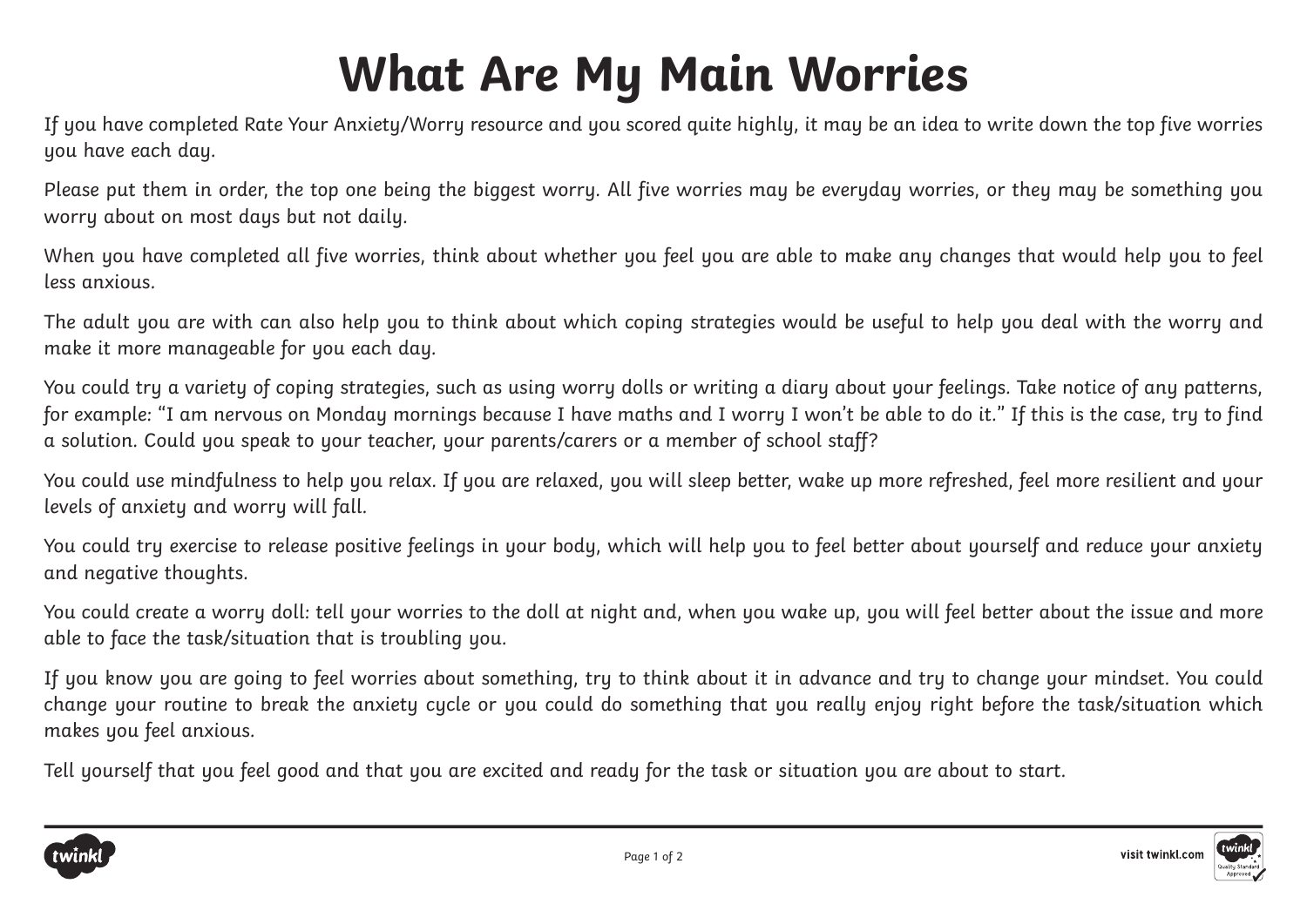# What Are My Main Worries

If you have completed Rate Your Anxiety/Worry resource and you scored quite highly, it may be an idea to write down the top five worries you have each day.

Please put them in order, the top one being the biggest worry. All five worries may be everyday worries, or they may be something you worry about on most days but not daily.

When you have completed all five worries, think about whether you feel you are able to make any changes that would help you to feel less anxious.

The adult you are with can also help you to think about which coping strategies would be useful to help you deal with the worry and make it more manageable for you each day.

You could try a variety of coping strategies, such as using worry dolls or writing a diary about your feelings. Take notice of any patterns, for example: "I am nervous on Monday mornings because I have maths and I worry I won't be able to do it." If this is the case, try to find a solution. Could you speak to your teacher, your parents/carers or a member of school staff?

You could use mindfulness to help you relax. If you are relaxed, you will sleep better, wake up more refreshed, feel more resilient and your levels of anxiety and worry will fall.

You could try exercise to release positive feelings in your body, which will help you to feel better about yourself and reduce your anxiety and negative thoughts.

You could create a worry doll: tell your worries to the doll at night and, when you wake up, you will feel better about the issue and more able to face the task/situation that is troubling you.

If you know you are going to feel worries about something, try to think about it in advance and try to change your mindset. You could change your routine to break the anxiety cycle or you could do something that you really enjoy right before the task/situation which makes you feel anxious.

Tell yourself that you feel good and that you are excited and ready for the task or situation you are about to start.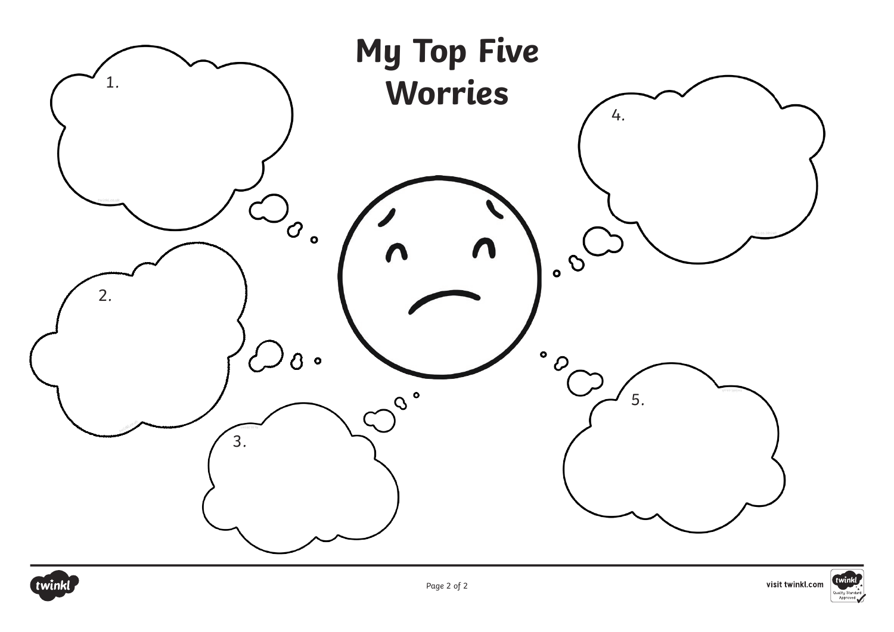# My Top Five Worries

1.

2.

3.

4.

5.